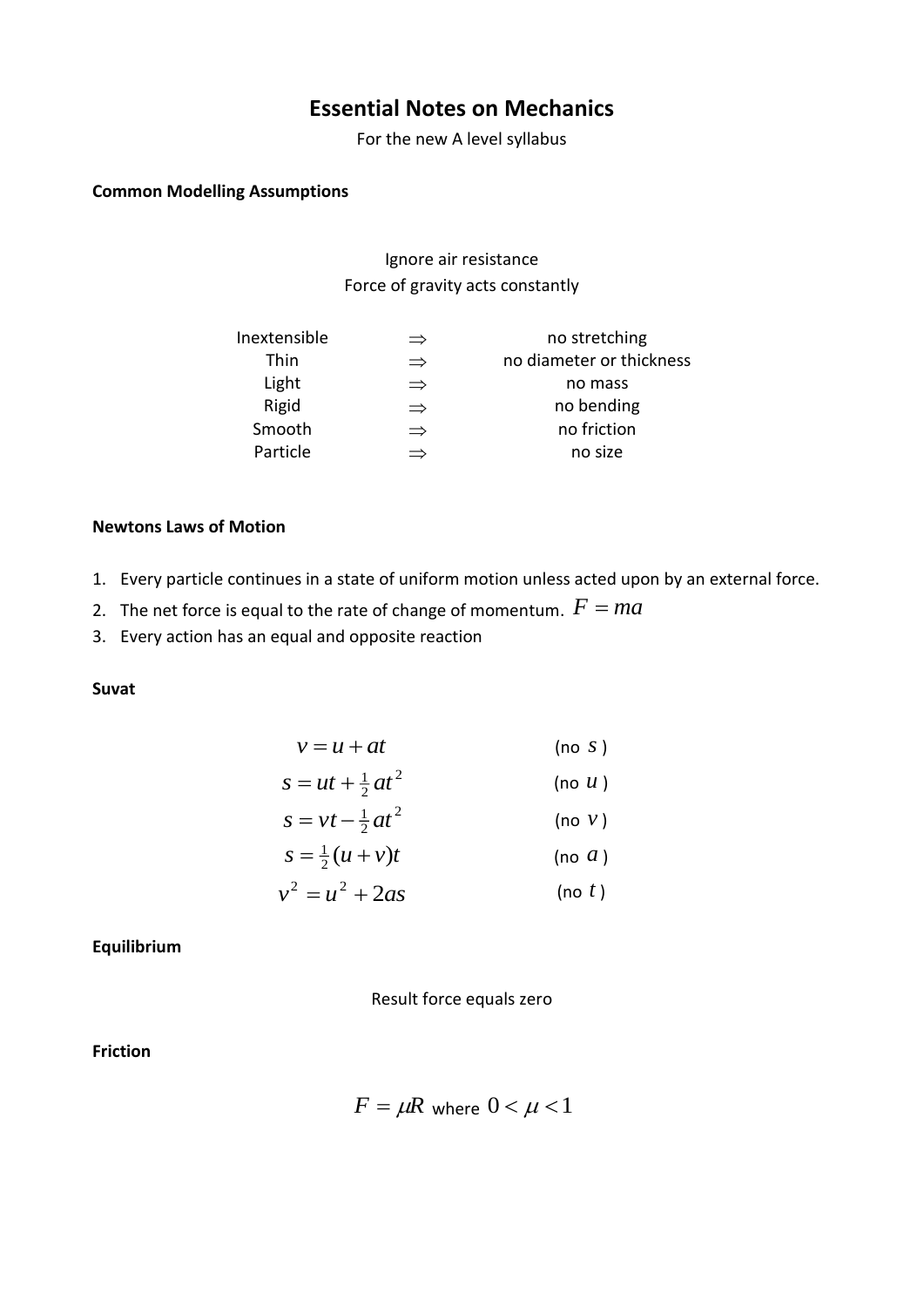# Essential Notes on Mechanics

For the new A level syllabus

**Common Modelling Assumptions**

Ignore air resistance
Force of gravity acts constantly

| | | |
|---|---|---|
| Inextensible | $\Rightarrow$ | no stretching |
| Thin | $\Rightarrow$ | no diameter or thickness |
| Light | $\Rightarrow$ | no mass |
| Rigid | $\Rightarrow$ | no bending |
| Smooth | $\Rightarrow$ | no friction |
| Particle | $\Rightarrow$ | no size |

**Newtons Laws of Motion**

1. Every particle continues in a state of uniform motion unless acted upon by an external force.
2. The net force is equal to the rate of change of momentum. $F = ma$
3. Every action has an equal and opposite reaction

**Suvat**

$$v = u + at \qquad \text{(no } s\text{)}$$

$$s = ut + \tfrac{1}{2}at^2 \qquad \text{(no } u\text{)}$$

$$s = vt - \tfrac{1}{2}at^2 \qquad \text{(no } v\text{)}$$

$$s = \tfrac{1}{2}(u + v)t \qquad \text{(no } a\text{)}$$

$$v^2 = u^2 + 2as \qquad \text{(no } t\text{)}$$

**Equilibrium**

Result force equals zero

**Friction**

$$F = \mu R \text{ where } 0 < \mu < 1$$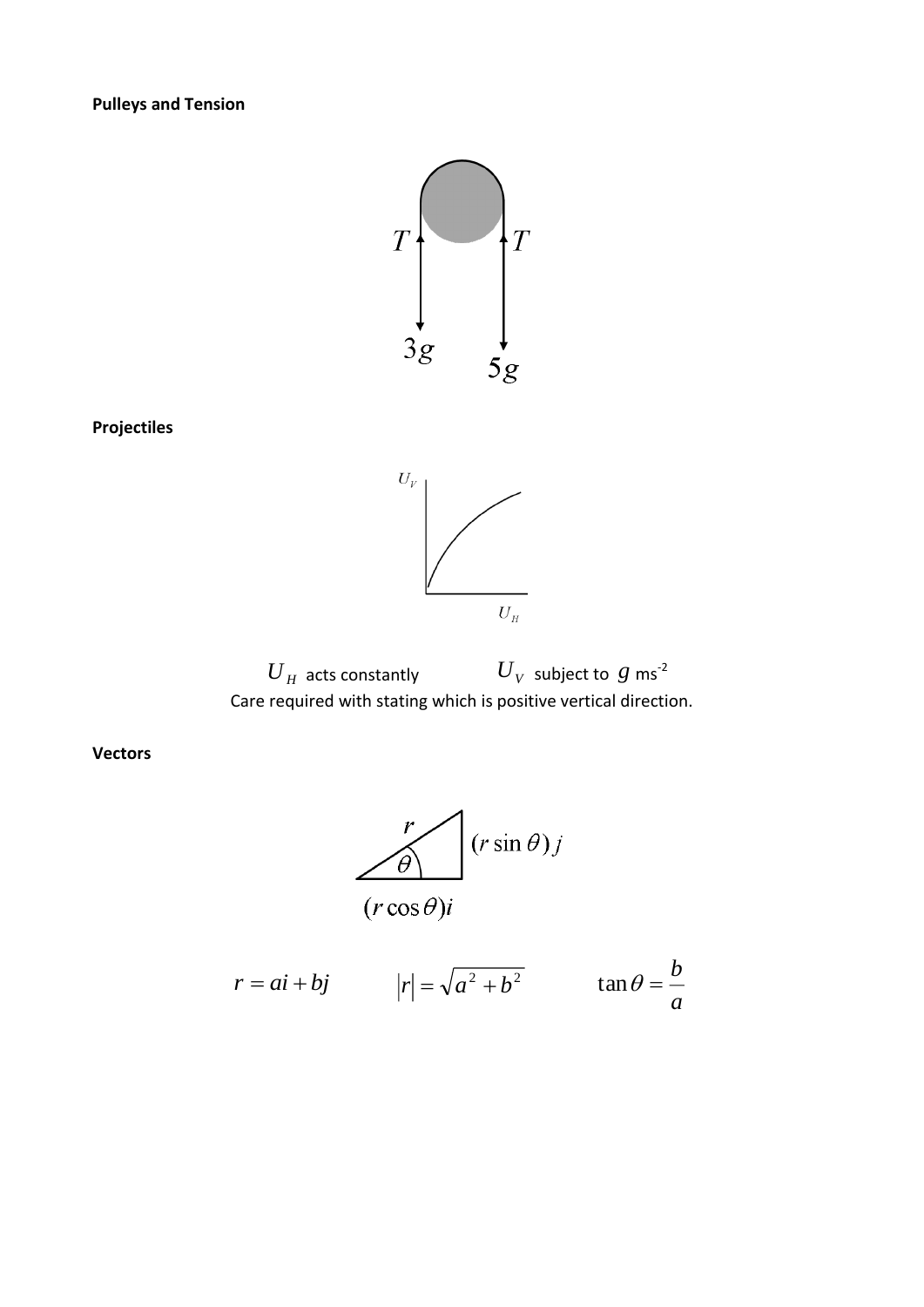**Pulleys and Tension**

$T$ $T$

$3g$ $5g$

**Projectiles**

$U_V$

$U_H$

$U_H$ acts constantly $\qquad$ $U_V$ subject to $g$ ms$^{-2}$

Care required with stating which is positive vertical direction.

**Vectors**

$r$ $\quad$ $\theta$ $\quad$ $(r\sin\theta)j$

$(r\cos\theta)i$

$$r = ai + bj \qquad |r| = \sqrt{a^2 + b^2} \qquad \tan\theta = \frac{b}{a}$$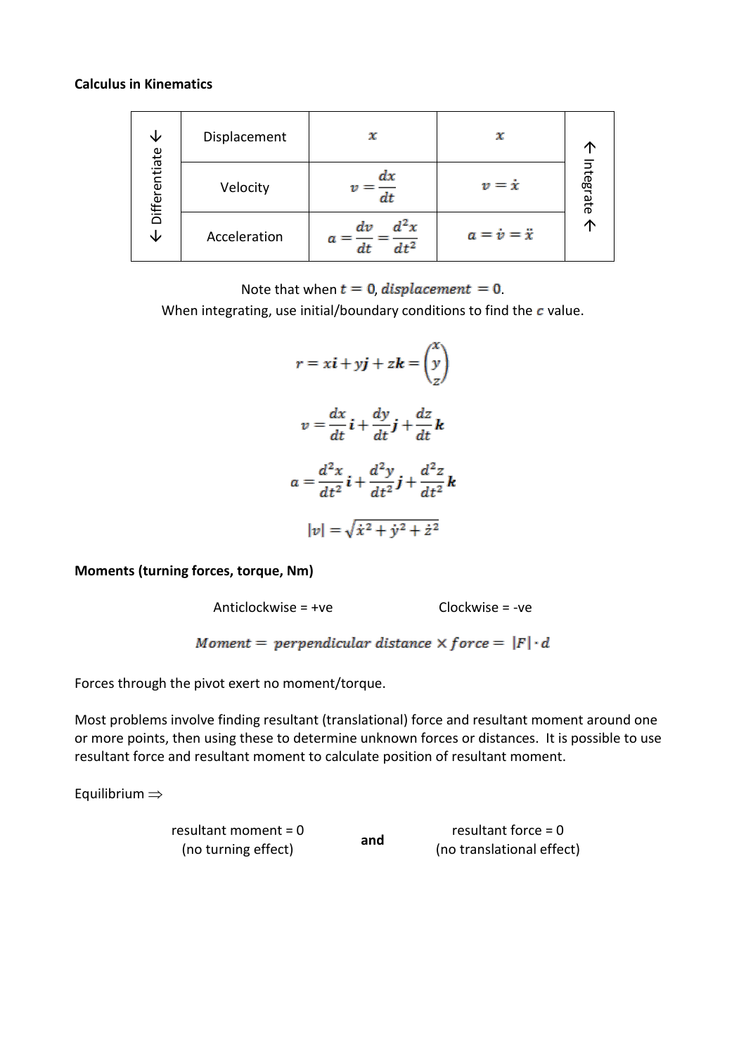**Calculus in Kinematics**

| | | | | |
|---|---|---|---|---|
| ↓ Differentiate ↓ | Displacement | $x$ | $x$ | ↑ Integrate ↑ |
| | Velocity | $v = \frac{dx}{dt}$ | $v = \dot{x}$ | |
| | Acceleration | $a = \frac{dv}{dt} = \frac{d^2x}{dt^2}$ | $a = \dot{v} = \ddot{x}$ | |

Note that when $t = 0$, $displacement = 0$.
When integrating, use initial/boundary conditions to find the $c$ value.

$$r = x\boldsymbol{i} + y\boldsymbol{j} + z\boldsymbol{k} = \begin{pmatrix} x \\ y \\ z \end{pmatrix}$$

$$v = \frac{dx}{dt}\boldsymbol{i} + \frac{dy}{dt}\boldsymbol{j} + \frac{dz}{dt}\boldsymbol{k}$$

$$a = \frac{d^2x}{dt^2}\boldsymbol{i} + \frac{d^2y}{dt^2}\boldsymbol{j} + \frac{d^2z}{dt^2}\boldsymbol{k}$$

$$|v| = \sqrt{\dot{x}^2 + \dot{y}^2 + \dot{z}^2}$$

**Moments (turning forces, torque, Nm)**

Anticlockwise = +ve    Clockwise = -ve

$$Moment = perpendicular\ distance \times force = |F| \cdot d$$

Forces through the pivot exert no moment/torque.

Most problems involve finding resultant (translational) force and resultant moment around one or more points, then using these to determine unknown forces or distances. It is possible to use resultant force and resultant moment to calculate position of resultant moment.

Equilibrium $\Rightarrow$

resultant moment = 0 (no turning effect) **and** resultant force = 0 (no translational effect)